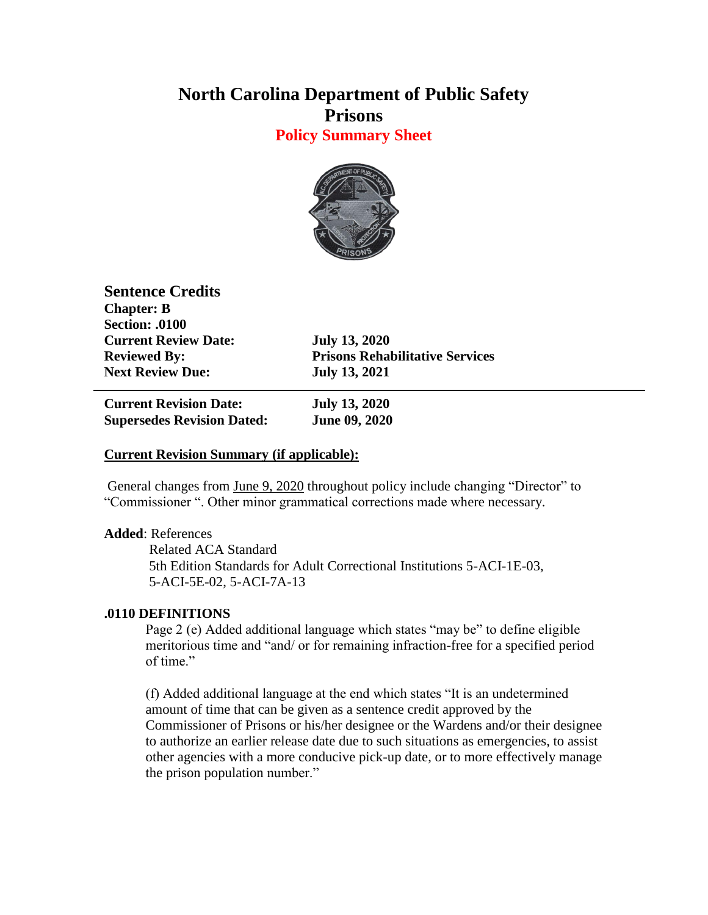# North Carolina Department of Public Safety
# Prisons
## Policy Summary Sheet

**Sentence Credits**
**Chapter: B**
**Section: .0100**

| | |
|---|---|
| **Current Review Date:** | **July 13, 2020** |
| **Reviewed By:** | **Prisons Rehabilitative Services** |
| **Next Review Due:** | **July 13, 2021** |

---

| | |
|---|---|
| **Current Revision Date:** | **July 13, 2020** |
| **Supersedes Revision Dated:** | **June 09, 2020** |

**Current Revision Summary (if applicable):**

General changes from June 9, 2020 throughout policy include changing "Director" to "Commissioner ". Other minor grammatical corrections made where necessary.

**Added**: References
Related ACA Standard
5th Edition Standards for Adult Correctional Institutions 5-ACI-1E-03, 5-ACI-5E-02, 5-ACI-7A-13

**.0110 DEFINITIONS**

Page 2 (e) Added additional language which states "may be" to define eligible meritorious time and "and/ or for remaining infraction-free for a specified period of time."

(f) Added additional language at the end which states "It is an undetermined amount of time that can be given as a sentence credit approved by the Commissioner of Prisons or his/her designee or the Wardens and/or their designee to authorize an earlier release date due to such situations as emergencies, to assist other agencies with a more conducive pick-up date, or to more effectively manage the prison population number."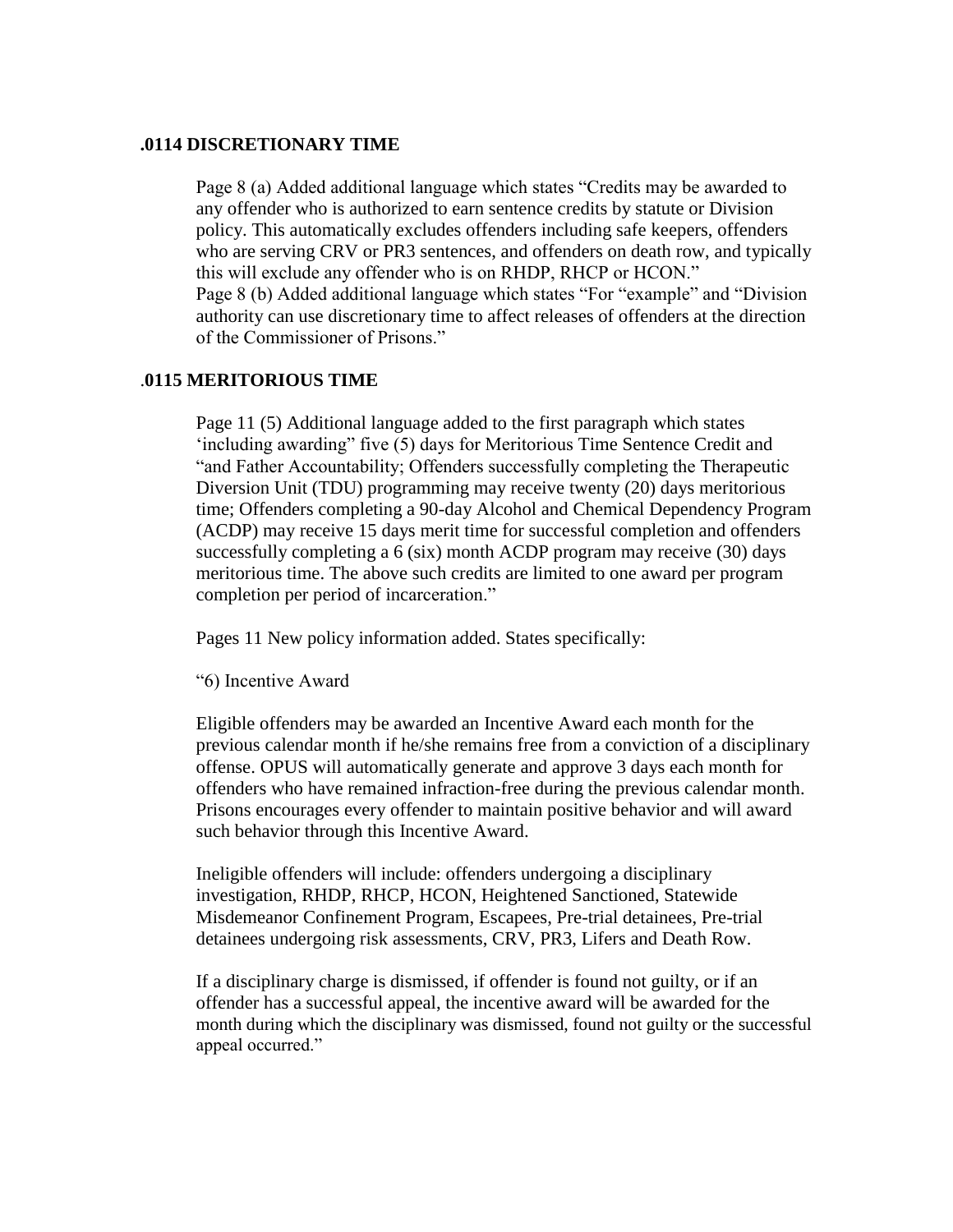### .0114 DISCRETIONARY TIME

Page 8 (a) Added additional language which states "Credits may be awarded to any offender who is authorized to earn sentence credits by statute or Division policy. This automatically excludes offenders including safe keepers, offenders who are serving CRV or PR3 sentences, and offenders on death row, and typically this will exclude any offender who is on RHDP, RHCP or HCON."
Page 8 (b) Added additional language which states "For "example" and "Division authority can use discretionary time to affect releases of offenders at the direction of the Commissioner of Prisons."

### .0115 MERITORIOUS TIME

Page 11 (5) Additional language added to the first paragraph which states 'including awarding" five (5) days for Meritorious Time Sentence Credit and "and Father Accountability; Offenders successfully completing the Therapeutic Diversion Unit (TDU) programming may receive twenty (20) days meritorious time; Offenders completing a 90-day Alcohol and Chemical Dependency Program (ACDP) may receive 15 days merit time for successful completion and offenders successfully completing a 6 (six) month ACDP program may receive (30) days meritorious time. The above such credits are limited to one award per program completion per period of incarceration."

Pages 11 New policy information added. States specifically:

"6) Incentive Award

Eligible offenders may be awarded an Incentive Award each month for the previous calendar month if he/she remains free from a conviction of a disciplinary offense. OPUS will automatically generate and approve 3 days each month for offenders who have remained infraction-free during the previous calendar month. Prisons encourages every offender to maintain positive behavior and will award such behavior through this Incentive Award.

Ineligible offenders will include: offenders undergoing a disciplinary investigation, RHDP, RHCP, HCON, Heightened Sanctioned, Statewide Misdemeanor Confinement Program, Escapees, Pre-trial detainees, Pre-trial detainees undergoing risk assessments, CRV, PR3, Lifers and Death Row.

If a disciplinary charge is dismissed, if offender is found not guilty, or if an offender has a successful appeal, the incentive award will be awarded for the month during which the disciplinary was dismissed, found not guilty or the successful appeal occurred."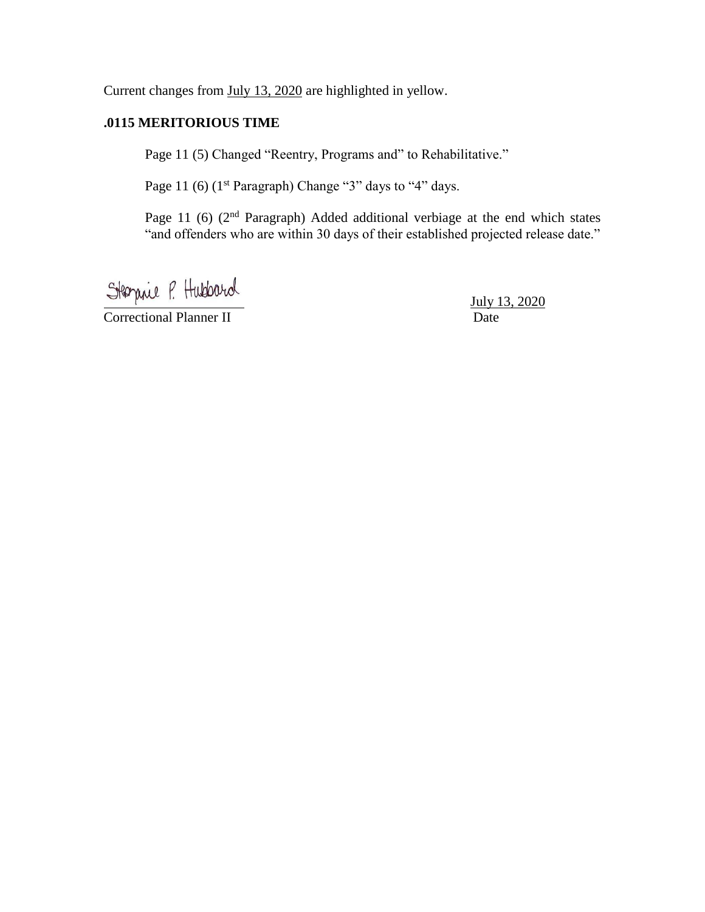Current changes from July 13, 2020 are highlighted in yellow.

**.0115 MERITORIOUS TIME**

Page 11 (5) Changed "Reentry, Programs and" to Rehabilitative."

Page 11 (6) (1st Paragraph) Change "3" days to "4" days.

Page 11 (6) (2nd Paragraph) Added additional verbiage at the end which states "and offenders who are within 30 days of their established projected release date."

Stephanie P. Hubbard

Correctional Planner II

July 13, 2020

Date